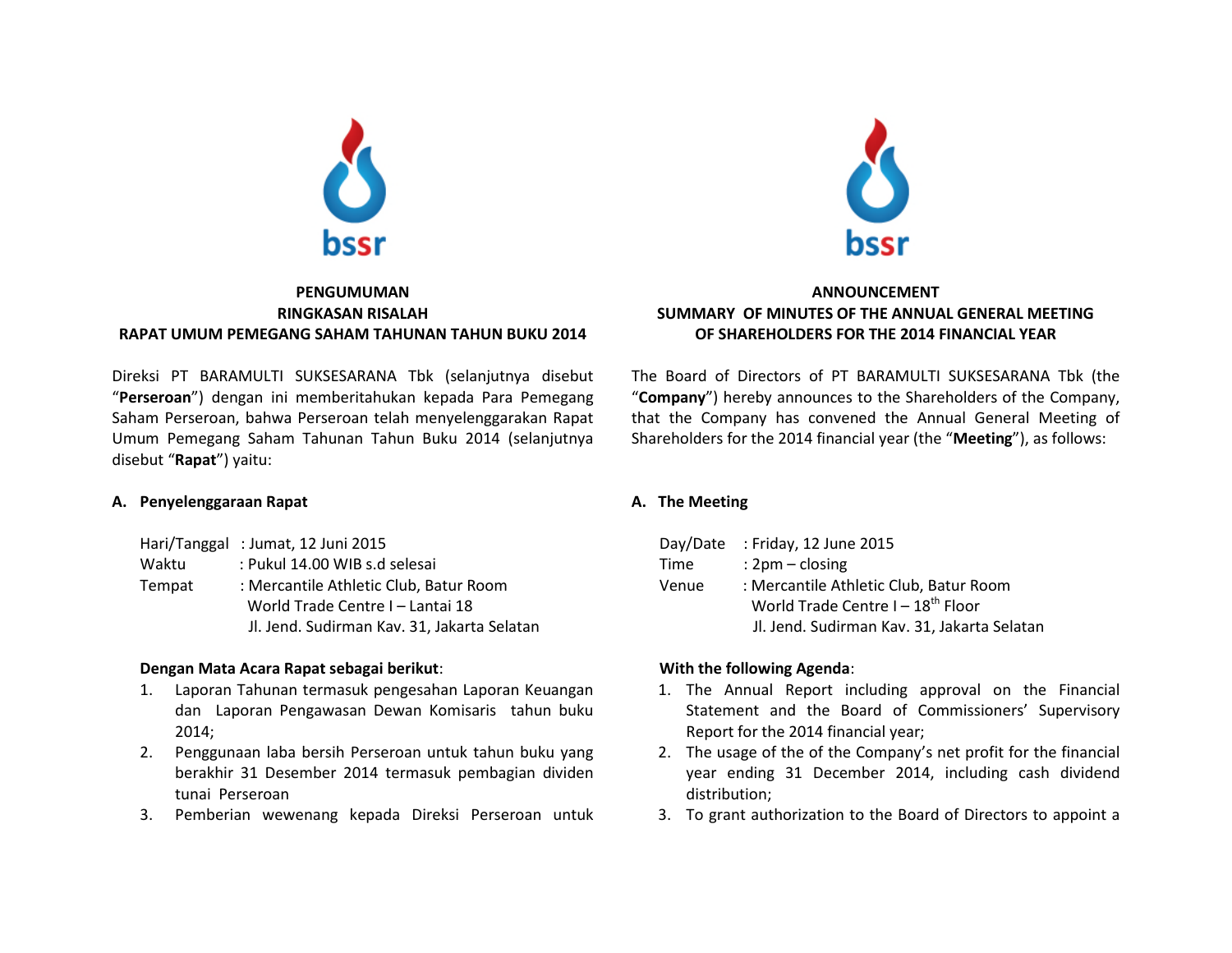bssr

**PENGUMUMAN**
**RINGKASAN RISALAH**
**RAPAT UMUM PEMEGANG SAHAM TAHUNAN TAHUN BUKU 2014**

Direksi PT BARAMULTI SUKSESARANA Tbk (selanjutnya disebut "**Perseroan**") dengan ini memberitahukan kepada Para Pemegang Saham Perseroan, bahwa Perseroan telah menyelenggarakan Rapat Umum Pemegang Saham Tahunan Tahun Buku 2014 (selanjutnya disebut "**Rapat**") yaitu:

**A. Penyelenggaraan Rapat**

Hari/Tanggal : Jumat, 12 Juni 2015
Waktu : Pukul 14.00 WIB s.d selesai
Tempat : Mercantile Athletic Club, Batur Room
World Trade Centre I – Lantai 18
Jl. Jend. Sudirman Kav. 31, Jakarta Selatan

**Dengan Mata Acara Rapat sebagai berikut**:

1. Laporan Tahunan termasuk pengesahan Laporan Keuangan dan Laporan Pengawasan Dewan Komisaris tahun buku 2014;
2. Penggunaan laba bersih Perseroan untuk tahun buku yang berakhir 31 Desember 2014 termasuk pembagian dividen tunai Perseroan
3. Pemberian wewenang kepada Direksi Perseroan untuk

bssr

**ANNOUNCEMENT**
**SUMMARY OF MINUTES OF THE ANNUAL GENERAL MEETING OF SHAREHOLDERS FOR THE 2014 FINANCIAL YEAR**

The Board of Directors of PT BARAMULTI SUKSESARANA Tbk (the "**Company**") hereby announces to the Shareholders of the Company, that the Company has convened the Annual General Meeting of Shareholders for the 2014 financial year (the "**Meeting**"), as follows:

**A. The Meeting**

Day/Date : Friday, 12 June 2015
Time : 2pm – closing
Venue : Mercantile Athletic Club, Batur Room
World Trade Centre I – 18th Floor
Jl. Jend. Sudirman Kav. 31, Jakarta Selatan

**With the following Agenda**:

1. The Annual Report including approval on the Financial Statement and the Board of Commissioners' Supervisory Report for the 2014 financial year;
2. The usage of the of the Company's net profit for the financial year ending 31 December 2014, including cash dividend distribution;
3. To grant authorization to the Board of Directors to appoint a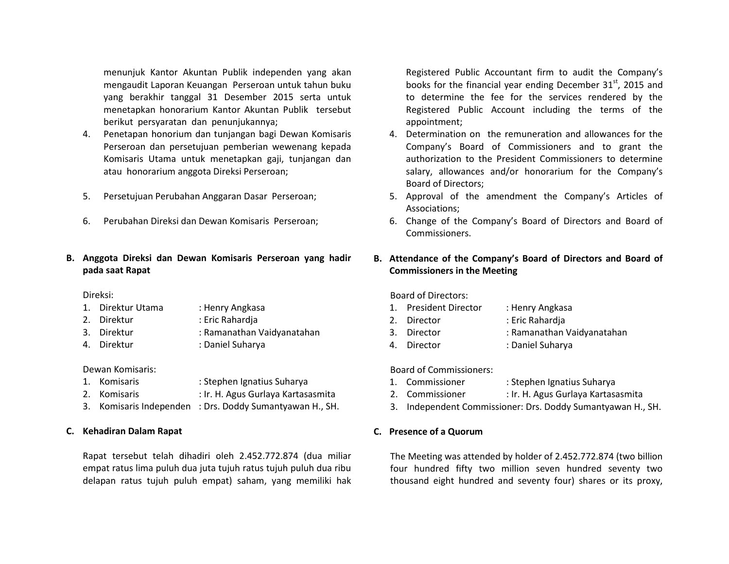menunjuk Kantor Akuntan Publik independen yang akan mengaudit Laporan Keuangan Perseroan untuk tahun buku yang berakhir tanggal 31 Desember 2015 serta untuk menetapkan honorarium Kantor Akuntan Publik tersebut berikut persyaratan dan penunjukannya;

4. Penetapan honorium dan tunjangan bagi Dewan Komisaris Perseroan dan persetujuan pemberian wewenang kepada Komisaris Utama untuk menetapkan gaji, tunjangan dan atau honorarium anggota Direksi Perseroan;
5. Persetujuan Perubahan Anggaran Dasar Perseroan;
6. Perubahan Direksi dan Dewan Komisaris Perseroan;

**B. Anggota Direksi dan Dewan Komisaris Perseroan yang hadir pada saat Rapat**

Direksi:

1. Direktur Utama : Henry Angkasa
2. Direktur : Eric Rahardja
3. Direktur : Ramanathan Vaidyanatahan
4. Direktur : Daniel Suharya

Dewan Komisaris:

1. Komisaris : Stephen Ignatius Suharya
2. Komisaris : Ir. H. Agus Gurlaya Kartasasmita
3. Komisaris Independen : Drs. Doddy Sumantyawan H., SH.

**C. Kehadiran Dalam Rapat**

Rapat tersebut telah dihadiri oleh 2.452.772.874 (dua miliar empat ratus lima puluh dua juta tujuh ratus tujuh puluh dua ribu delapan ratus tujuh puluh empat) saham, yang memiliki hak

Registered Public Accountant firm to audit the Company's books for the financial year ending December 31st, 2015 and to determine the fee for the services rendered by the Registered Public Account including the terms of the appointment;

4. Determination on the remuneration and allowances for the Company's Board of Commissioners and to grant the authorization to the President Commissioners to determine salary, allowances and/or honorarium for the Company's Board of Directors;
5. Approval of the amendment the Company's Articles of Associations;
6. Change of the Company's Board of Directors and Board of Commissioners.

**B. Attendance of the Company's Board of Directors and Board of Commissioners in the Meeting**

Board of Directors:

1. President Director : Henry Angkasa
2. Director : Eric Rahardja
3. Director : Ramanathan Vaidyanatahan
4. Director : Daniel Suharya

Board of Commissioners:

1. Commissioner : Stephen Ignatius Suharya
2. Commissioner : Ir. H. Agus Gurlaya Kartasasmita
3. Independent Commissioner: Drs. Doddy Sumantyawan H., SH.

**C. Presence of a Quorum**

The Meeting was attended by holder of 2.452.772.874 (two billion four hundred fifty two million seven hundred seventy two thousand eight hundred and seventy four) shares or its proxy,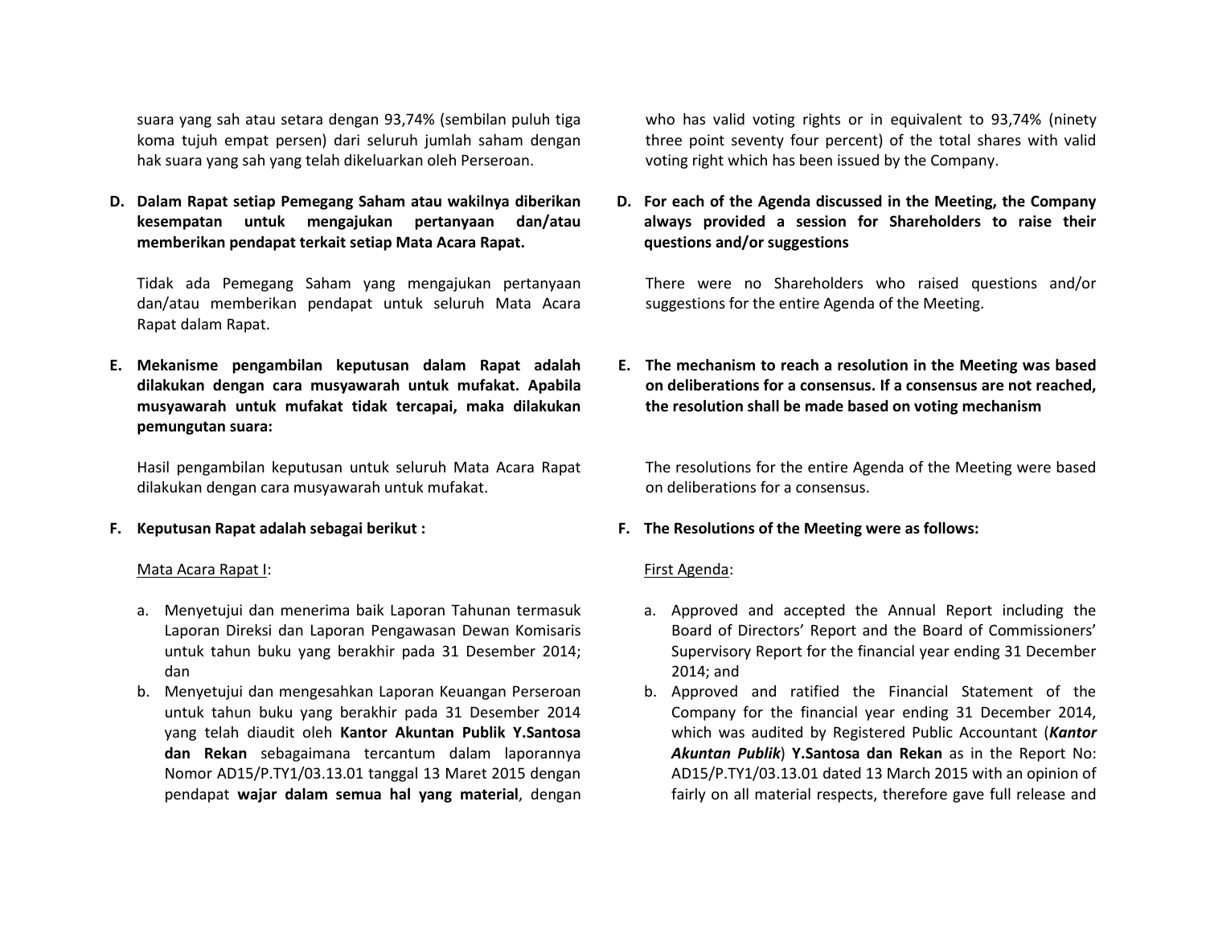suara yang sah atau setara dengan 93,74% (sembilan puluh tiga koma tujuh empat persen) dari seluruh jumlah saham dengan hak suara yang sah yang telah dikeluarkan oleh Perseroan.

**D. Dalam Rapat setiap Pemegang Saham atau wakilnya diberikan kesempatan untuk mengajukan pertanyaan dan/atau memberikan pendapat terkait setiap Mata Acara Rapat.**

Tidak ada Pemegang Saham yang mengajukan pertanyaan dan/atau memberikan pendapat untuk seluruh Mata Acara Rapat dalam Rapat.

**E. Mekanisme pengambilan keputusan dalam Rapat adalah dilakukan dengan cara musyawarah untuk mufakat. Apabila musyawarah untuk mufakat tidak tercapai, maka dilakukan pemungutan suara:**

Hasil pengambilan keputusan untuk seluruh Mata Acara Rapat dilakukan dengan cara musyawarah untuk mufakat.

**F. Keputusan Rapat adalah sebagai berikut :**

Mata Acara Rapat I:

a. Menyetujui dan menerima baik Laporan Tahunan termasuk Laporan Direksi dan Laporan Pengawasan Dewan Komisaris untuk tahun buku yang berakhir pada 31 Desember 2014; dan
b. Menyetujui dan mengesahkan Laporan Keuangan Perseroan untuk tahun buku yang berakhir pada 31 Desember 2014 yang telah diaudit oleh **Kantor Akuntan Publik Y.Santosa dan Rekan** sebagaimana tercantum dalam laporannya Nomor AD15/P.TY1/03.13.01 tanggal 13 Maret 2015 dengan pendapat **wajar dalam semua hal yang material**, dengan

who has valid voting rights or in equivalent to 93,74% (ninety three point seventy four percent) of the total shares with valid voting right which has been issued by the Company.

**D. For each of the Agenda discussed in the Meeting, the Company always provided a session for Shareholders to raise their questions and/or suggestions**

There were no Shareholders who raised questions and/or suggestions for the entire Agenda of the Meeting.

**E. The mechanism to reach a resolution in the Meeting was based on deliberations for a consensus. If a consensus are not reached, the resolution shall be made based on voting mechanism**

The resolutions for the entire Agenda of the Meeting were based on deliberations for a consensus.

**F. The Resolutions of the Meeting were as follows:**

First Agenda:

a. Approved and accepted the Annual Report including the Board of Directors' Report and the Board of Commissioners' Supervisory Report for the financial year ending 31 December 2014; and
b. Approved and ratified the Financial Statement of the Company for the financial year ending 31 December 2014, which was audited by Registered Public Accountant (***Kantor Akuntan Publik***) **Y.Santosa dan Rekan** as in the Report No: AD15/P.TY1/03.13.01 dated 13 March 2015 with an opinion of fairly on all material respects, therefore gave full release and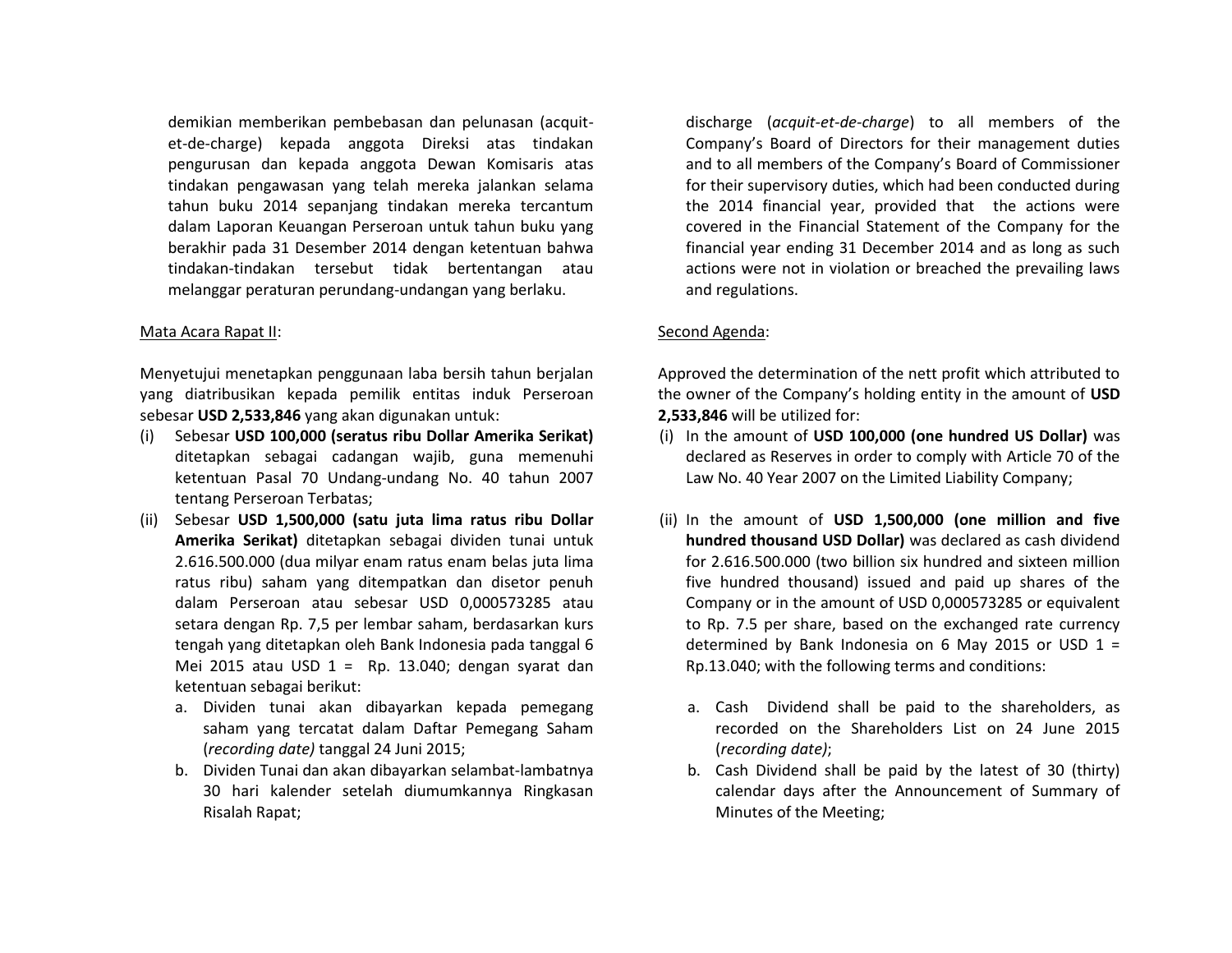demikian memberikan pembebasan dan pelunasan (acquit-et-de-charge) kepada anggota Direksi atas tindakan pengurusan dan kepada anggota Dewan Komisaris atas tindakan pengawasan yang telah mereka jalankan selama tahun buku 2014 sepanjang tindakan mereka tercantum dalam Laporan Keuangan Perseroan untuk tahun buku yang berakhir pada 31 Desember 2014 dengan ketentuan bahwa tindakan-tindakan tersebut tidak bertentangan atau melanggar peraturan perundang-undangan yang berlaku.

Mata Acara Rapat II:

Menyetujui menetapkan penggunaan laba bersih tahun berjalan yang diatribusikan kepada pemilik entitas induk Perseroan sebesar **USD 2,533,846** yang akan digunakan untuk:

(i) Sebesar **USD 100,000 (seratus ribu Dollar Amerika Serikat)** ditetapkan sebagai cadangan wajib, guna memenuhi ketentuan Pasal 70 Undang-undang No. 40 tahun 2007 tentang Perseroan Terbatas;

(ii) Sebesar **USD 1,500,000 (satu juta lima ratus ribu Dollar Amerika Serikat)** ditetapkan sebagai dividen tunai untuk 2.616.500.000 (dua milyar enam ratus enam belas juta lima ratus ribu) saham yang ditempatkan dan disetor penuh dalam Perseroan atau sebesar USD 0,000573285 atau setara dengan Rp. 7,5 per lembar saham, berdasarkan kurs tengah yang ditetapkan oleh Bank Indonesia pada tanggal 6 Mei 2015 atau USD 1 = Rp. 13.040; dengan syarat dan ketentuan sebagai berikut:

   a. Dividen tunai akan dibayarkan kepada pemegang saham yang tercatat dalam Daftar Pemegang Saham (*recording date)* tanggal 24 Juni 2015;
   b. Dividen Tunai dan akan dibayarkan selambat-lambatnya 30 hari kalender setelah diumumkannya Ringkasan Risalah Rapat;

discharge (*acquit-et-de-charge*) to all members of the Company's Board of Directors for their management duties and to all members of the Company's Board of Commissioner for their supervisory duties, which had been conducted during the 2014 financial year, provided that the actions were covered in the Financial Statement of the Company for the financial year ending 31 December 2014 and as long as such actions were not in violation or breached the prevailing laws and regulations.

Second Agenda:

Approved the determination of the nett profit which attributed to the owner of the Company's holding entity in the amount of **USD 2,533,846** will be utilized for:

(i) In the amount of **USD 100,000 (one hundred US Dollar)** was declared as Reserves in order to comply with Article 70 of the Law No. 40 Year 2007 on the Limited Liability Company;

(ii) In the amount of **USD 1,500,000 (one million and five hundred thousand USD Dollar)** was declared as cash dividend for 2.616.500.000 (two billion six hundred and sixteen million five hundred thousand) issued and paid up shares of the Company or in the amount of USD 0,000573285 or equivalent to Rp. 7.5 per share, based on the exchanged rate currency determined by Bank Indonesia on 6 May 2015 or USD 1 = Rp.13.040; with the following terms and conditions:

   a. Cash Dividend shall be paid to the shareholders, as recorded on the Shareholders List on 24 June 2015 (*recording date)*;
   b. Cash Dividend shall be paid by the latest of 30 (thirty) calendar days after the Announcement of Summary of Minutes of the Meeting;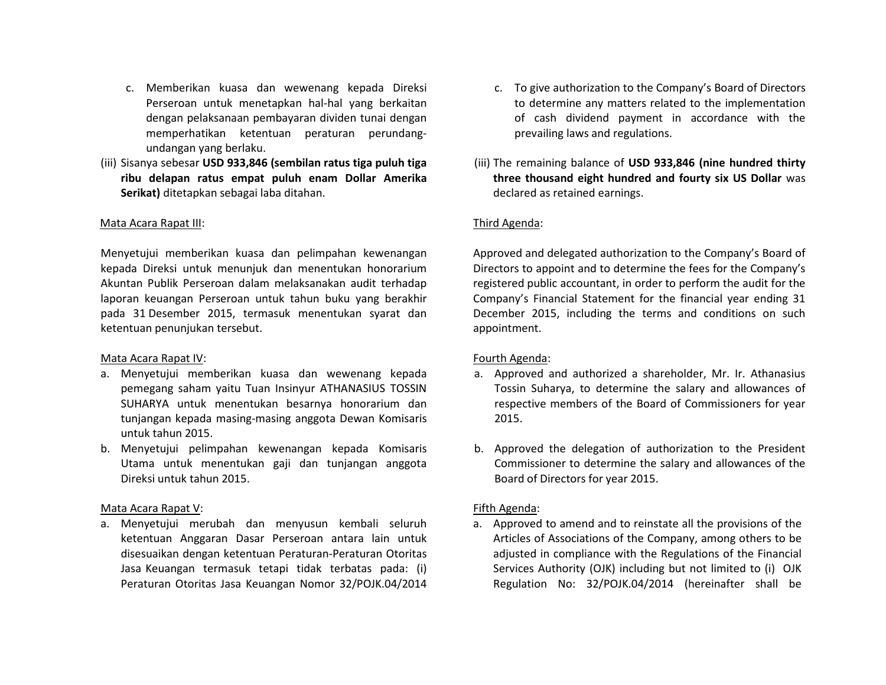c. Memberikan kuasa dan wewenang kepada Direksi Perseroan untuk menetapkan hal-hal yang berkaitan dengan pelaksanaan pembayaran dividen tunai dengan memperhatikan ketentuan peraturan perundang-undangan yang berlaku.

(iii) Sisanya sebesar **USD 933,846 (sembilan ratus tiga puluh tiga ribu delapan ratus empat puluh enam Dollar Amerika Serikat)** ditetapkan sebagai laba ditahan.

Mata Acara Rapat III:

Menyetujui memberikan kuasa dan pelimpahan kewenangan kepada Direksi untuk menunjuk dan menentukan honorarium Akuntan Publik Perseroan dalam melaksanakan audit terhadap laporan keuangan Perseroan untuk tahun buku yang berakhir pada 31 Desember 2015, termasuk menentukan syarat dan ketentuan penunjukan tersebut.

Mata Acara Rapat IV:

a. Menyetujui memberikan kuasa dan wewenang kepada pemegang saham yaitu Tuan Insinyur ATHANASIUS TOSSIN SUHARYA untuk menentukan besarnya honorarium dan tunjangan kepada masing-masing anggota Dewan Komisaris untuk tahun 2015.
b. Menyetujui pelimpahan kewenangan kepada Komisaris Utama untuk menentukan gaji dan tunjangan anggota Direksi untuk tahun 2015.

Mata Acara Rapat V:

a. Menyetujui merubah dan menyusun kembali seluruh ketentuan Anggaran Dasar Perseroan antara lain untuk disesuaikan dengan ketentuan Peraturan-Peraturan Otoritas Jasa Keuangan termasuk tetapi tidak terbatas pada: (i) Peraturan Otoritas Jasa Keuangan Nomor 32/POJK.04/2014

c. To give authorization to the Company's Board of Directors to determine any matters related to the implementation of cash dividend payment in accordance with the prevailing laws and regulations.

(iii) The remaining balance of **USD 933,846 (nine hundred thirty three thousand eight hundred and fourty six US Dollar** was declared as retained earnings.

Third Agenda:

Approved and delegated authorization to the Company's Board of Directors to appoint and to determine the fees for the Company's registered public accountant, in order to perform the audit for the Company's Financial Statement for the financial year ending 31 December 2015, including the terms and conditions on such appointment.

Fourth Agenda:

a. Approved and authorized a shareholder, Mr. Ir. Athanasius Tossin Suharya, to determine the salary and allowances of respective members of the Board of Commissioners for year 2015.
b. Approved the delegation of authorization to the President Commissioner to determine the salary and allowances of the Board of Directors for year 2015.

Fifth Agenda:

a. Approved to amend and to reinstate all the provisions of the Articles of Associations of the Company, among others to be adjusted in compliance with the Regulations of the Financial Services Authority (OJK) including but not limited to (i) OJK Regulation No: 32/POJK.04/2014 (hereinafter shall be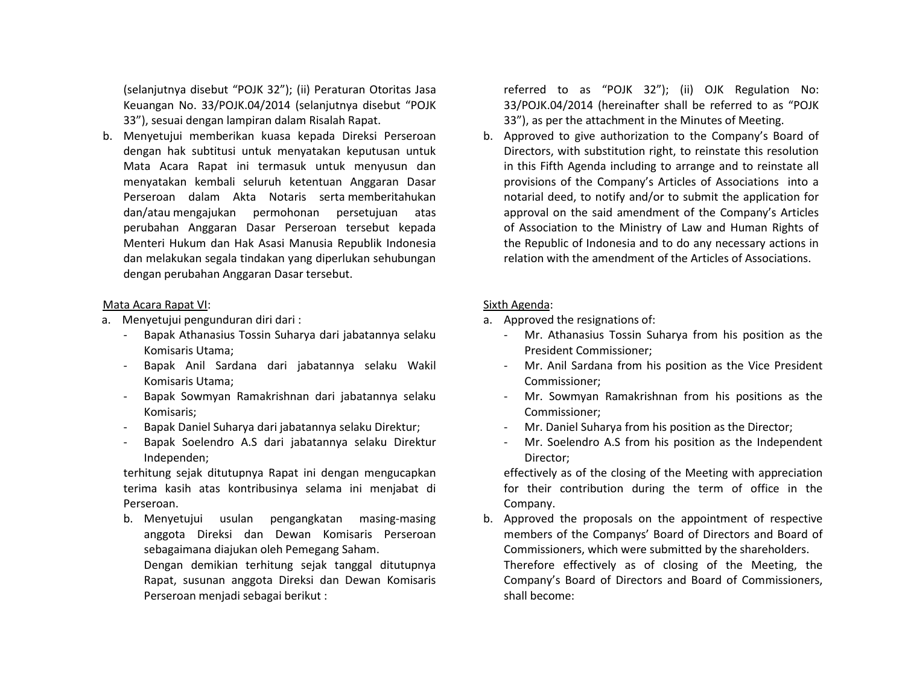(selanjutnya disebut "POJK 32"); (ii) Peraturan Otoritas Jasa Keuangan No. 33/POJK.04/2014 (selanjutnya disebut "POJK 33"), sesuai dengan lampiran dalam Risalah Rapat.

b. Menyetujui memberikan kuasa kepada Direksi Perseroan dengan hak subtitusi untuk menyatakan keputusan untuk Mata Acara Rapat ini termasuk untuk menyusun dan menyatakan kembali seluruh ketentuan Anggaran Dasar Perseroan dalam Akta Notaris serta memberitahukan dan/atau mengajukan permohonan persetujuan atas perubahan Anggaran Dasar Perseroan tersebut kepada Menteri Hukum dan Hak Asasi Manusia Republik Indonesia dan melakukan segala tindakan yang diperlukan sehubungan dengan perubahan Anggaran Dasar tersebut.

Mata Acara Rapat VI:

a. Menyetujui pengunduran diri dari :
   - Bapak Athanasius Tossin Suharya dari jabatannya selaku Komisaris Utama;
   - Bapak Anil Sardana dari jabatannya selaku Wakil Komisaris Utama;
   - Bapak Sowmyan Ramakrishnan dari jabatannya selaku Komisaris;
   - Bapak Daniel Suharya dari jabatannya selaku Direktur;
   - Bapak Soelendro A.S dari jabatannya selaku Direktur Independen;

   terhitung sejak ditutupnya Rapat ini dengan mengucapkan terima kasih atas kontribusinya selama ini menjabat di Perseroan.

b. Menyetujui usulan pengangkatan masing-masing anggota Direksi dan Dewan Komisaris Perseroan sebagaimana diajukan oleh Pemegang Saham.

   Dengan demikian terhitung sejak tanggal ditutupnya Rapat, susunan anggota Direksi dan Dewan Komisaris Perseroan menjadi sebagai berikut :

referred to as "POJK 32"); (ii) OJK Regulation No: 33/POJK.04/2014 (hereinafter shall be referred to as "POJK 33"), as per the attachment in the Minutes of Meeting.

b. Approved to give authorization to the Company's Board of Directors, with substitution right, to reinstate this resolution in this Fifth Agenda including to arrange and to reinstate all provisions of the Company's Articles of Associations into a notarial deed, to notify and/or to submit the application for approval on the said amendment of the Company's Articles of Association to the Ministry of Law and Human Rights of the Republic of Indonesia and to do any necessary actions in relation with the amendment of the Articles of Associations.

Sixth Agenda:

a. Approved the resignations of:
   - Mr. Athanasius Tossin Suharya from his position as the President Commissioner;
   - Mr. Anil Sardana from his position as the Vice President Commissioner;
   - Mr. Sowmyan Ramakrishnan from his positions as the Commissioner;
   - Mr. Daniel Suharya from his position as the Director;
   - Mr. Soelendro A.S from his position as the Independent Director;

   effectively as of the closing of the Meeting with appreciation for their contribution during the term of office in the Company.

b. Approved the proposals on the appointment of respective members of the Companys' Board of Directors and Board of Commissioners, which were submitted by the shareholders.

   Therefore effectively as of closing of the Meeting, the Company's Board of Directors and Board of Commissioners, shall become: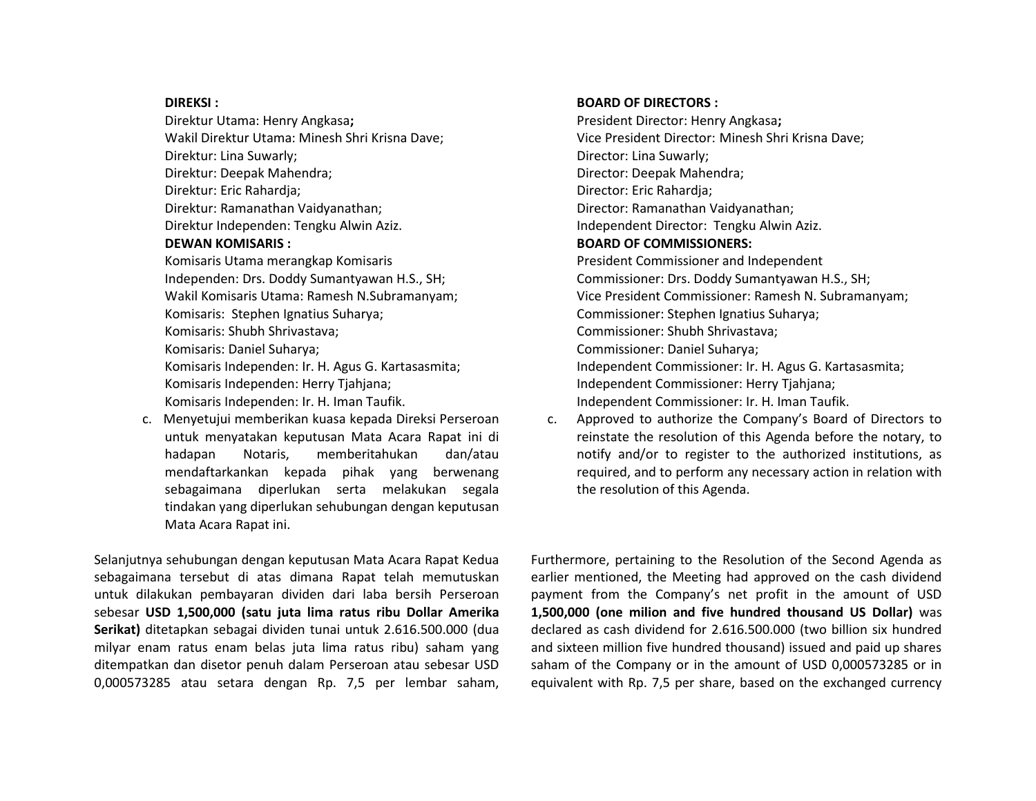**DIREKSI :**

Direktur Utama: Henry Angkasa**;**
Wakil Direktur Utama: Minesh Shri Krisna Dave;
Direktur: Lina Suwarly;
Direktur: Deepak Mahendra;
Direktur: Eric Rahardja;
Direktur: Ramanathan Vaidyanathan;
Direktur Independen: Tengku Alwin Aziz.

**DEWAN KOMISARIS :**

Komisaris Utama merangkap Komisaris Independen: Drs. Doddy Sumantyawan H.S., SH;
Wakil Komisaris Utama: Ramesh N.Subramanyam;
Komisaris: Stephen Ignatius Suharya;
Komisaris: Shubh Shrivastava;
Komisaris: Daniel Suharya;
Komisaris Independen: Ir. H. Agus G. Kartasasmita;
Komisaris Independen: Herry Tjahjana;
Komisaris Independen: Ir. H. Iman Taufik.

c. Menyetujui memberikan kuasa kepada Direksi Perseroan untuk menyatakan keputusan Mata Acara Rapat ini di hadapan Notaris, memberitahukan dan/atau mendaftarkankan kepada pihak yang berwenang sebagaimana diperlukan serta melakukan segala tindakan yang diperlukan sehubungan dengan keputusan Mata Acara Rapat ini.

Selanjutnya sehubungan dengan keputusan Mata Acara Rapat Kedua sebagaimana tersebut di atas dimana Rapat telah memutuskan untuk dilakukan pembayaran dividen dari laba bersih Perseroan sebesar **USD 1,500,000 (satu juta lima ratus ribu Dollar Amerika Serikat)** ditetapkan sebagai dividen tunai untuk 2.616.500.000 (dua milyar enam ratus enam belas juta lima ratus ribu) saham yang ditempatkan dan disetor penuh dalam Perseroan atau sebesar USD 0,000573285 atau setara dengan Rp. 7,5 per lembar saham,

**BOARD OF DIRECTORS :**

President Director: Henry Angkasa**;**
Vice President Director: Minesh Shri Krisna Dave;
Director: Lina Suwarly;
Director: Deepak Mahendra;
Director: Eric Rahardja;
Director: Ramanathan Vaidyanathan;
Independent Director: Tengku Alwin Aziz.

**BOARD OF COMMISSIONERS:**

President Commissioner and Independent Commissioner: Drs. Doddy Sumantyawan H.S., SH;
Vice President Commissioner: Ramesh N. Subramanyam;
Commissioner: Stephen Ignatius Suharya;
Commissioner: Shubh Shrivastava;
Commissioner: Daniel Suharya;
Independent Commissioner: Ir. H. Agus G. Kartasasmita;
Independent Commissioner: Herry Tjahjana;
Independent Commissioner: Ir. H. Iman Taufik.

c. Approved to authorize the Company's Board of Directors to reinstate the resolution of this Agenda before the notary, to notify and/or to register to the authorized institutions, as required, and to perform any necessary action in relation with the resolution of this Agenda.

Furthermore, pertaining to the Resolution of the Second Agenda as earlier mentioned, the Meeting had approved on the cash dividend payment from the Company's net profit in the amount of USD **1,500,000 (one milion and five hundred thousand US Dollar)** was declared as cash dividend for 2.616.500.000 (two billion six hundred and sixteen million five hundred thousand) issued and paid up shares saham of the Company or in the amount of USD 0,000573285 or in equivalent with Rp. 7,5 per share, based on the exchanged currency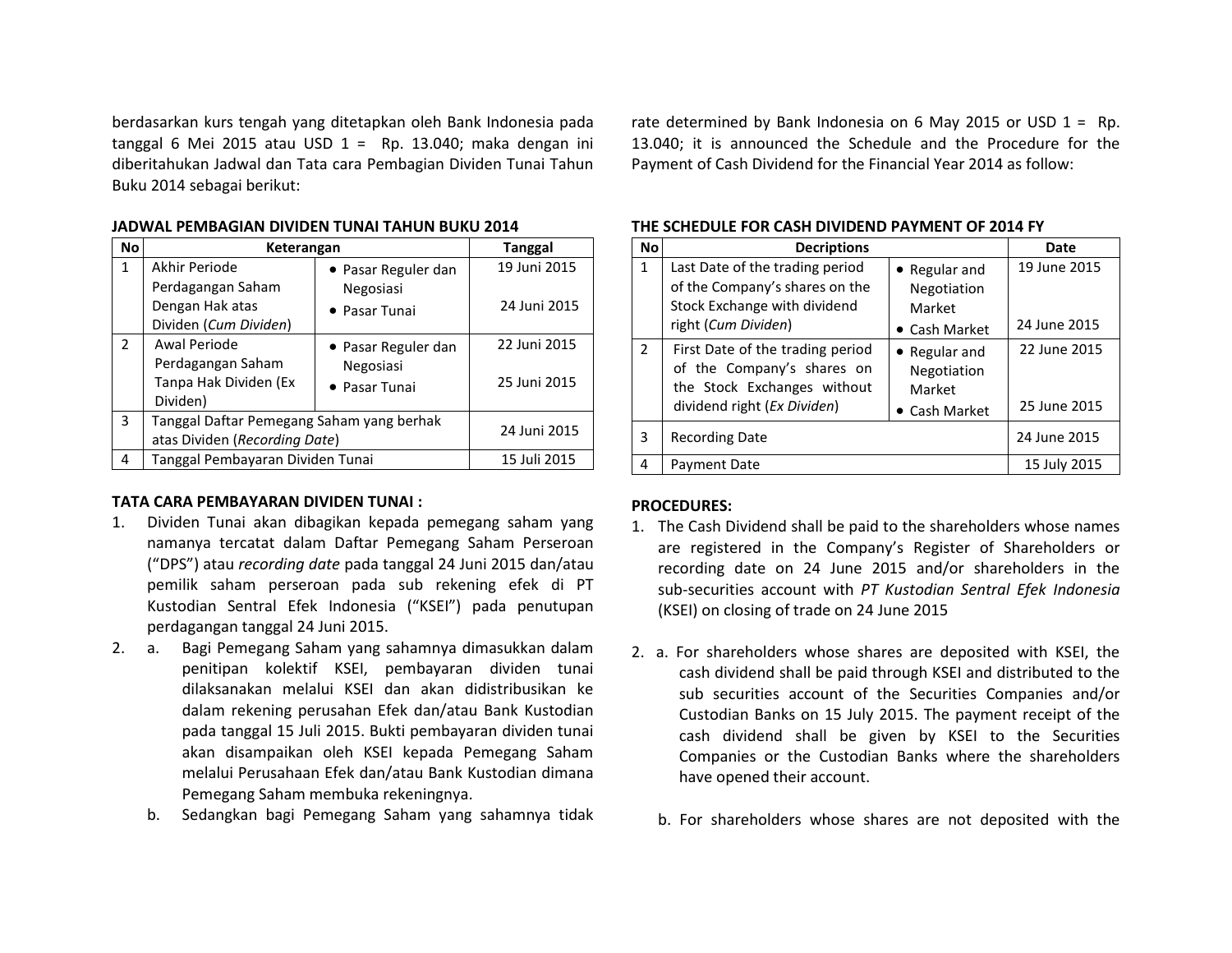berdasarkan kurs tengah yang ditetapkan oleh Bank Indonesia pada tanggal 6 Mei 2015 atau USD 1 = Rp. 13.040; maka dengan ini diberitahukan Jadwal dan Tata cara Pembagian Dividen Tunai Tahun Buku 2014 sebagai berikut:

**JADWAL PEMBAGIAN DIVIDEN TUNAI TAHUN BUKU 2014**

| No | Keterangan | | Tanggal |
|---|---|---|---|
| 1 | Akhir Periode Perdagangan Saham Dengan Hak atas Dividen (*Cum Dividen*) | • Pasar Reguler dan Negosiasi<br>• Pasar Tunai | 19 Juni 2015<br>24 Juni 2015 |
| 2 | Awal Periode Perdagangan Saham Tanpa Hak Dividen (Ex Dividen) | • Pasar Reguler dan Negosiasi<br>• Pasar Tunai | 22 Juni 2015<br>25 Juni 2015 |
| 3 | Tanggal Daftar Pemegang Saham yang berhak atas Dividen (*Recording Date*) | | 24 Juni 2015 |
| 4 | Tanggal Pembayaran Dividen Tunai | | 15 Juli 2015 |

**TATA CARA PEMBAYARAN DIVIDEN TUNAI :**

1. Dividen Tunai akan dibagikan kepada pemegang saham yang namanya tercatat dalam Daftar Pemegang Saham Perseroan ("DPS") atau *recording date* pada tanggal 24 Juni 2015 dan/atau pemilik saham perseroan pada sub rekening efek di PT Kustodian Sentral Efek Indonesia ("KSEI") pada penutupan perdagangan tanggal 24 Juni 2015.
2. a. Bagi Pemegang Saham yang sahamnya dimasukkan dalam penitipan kolektif KSEI, pembayaran dividen tunai dilaksanakan melalui KSEI dan akan didistribusikan ke dalam rekening perusahan Efek dan/atau Bank Kustodian pada tanggal 15 Juli 2015. Bukti pembayaran dividen tunai akan disampaikan oleh KSEI kepada Pemegang Saham melalui Perusahaan Efek dan/atau Bank Kustodian dimana Pemegang Saham membuka rekeningnya.

   b. Sedangkan bagi Pemegang Saham yang sahamnya tidak

rate determined by Bank Indonesia on 6 May 2015 or USD 1 = Rp. 13.040; it is announced the Schedule and the Procedure for the Payment of Cash Dividend for the Financial Year 2014 as follow:

**THE SCHEDULE FOR CASH DIVIDEND PAYMENT OF 2014 FY**

| No | Decriptions | | Date |
|---|---|---|---|
| 1 | Last Date of the trading period of the Company's shares on the Stock Exchange with dividend right (*Cum Dividen*) | • Regular and Negotiation Market<br>• Cash Market | 19 June 2015<br>24 June 2015 |
| 2 | First Date of the trading period of the Company's shares on the Stock Exchanges without dividend right (*Ex Dividen*) | • Regular and Negotiation Market<br>• Cash Market | 22 June 2015<br>25 June 2015 |
| 3 | Recording Date | | 24 June 2015 |
| 4 | Payment Date | | 15 July 2015 |

**PROCEDURES:**

1. The Cash Dividend shall be paid to the shareholders whose names are registered in the Company's Register of Shareholders or recording date on 24 June 2015 and/or shareholders in the sub-securities account with *PT Kustodian Sentral Efek Indonesia* (KSEI) on closing of trade on 24 June 2015
2. a. For shareholders whose shares are deposited with KSEI, the cash dividend shall be paid through KSEI and distributed to the sub securities account of the Securities Companies and/or Custodian Banks on 15 July 2015. The payment receipt of the cash dividend shall be given by KSEI to the Securities Companies or the Custodian Banks where the shareholders have opened their account.

   b. For shareholders whose shares are not deposited with the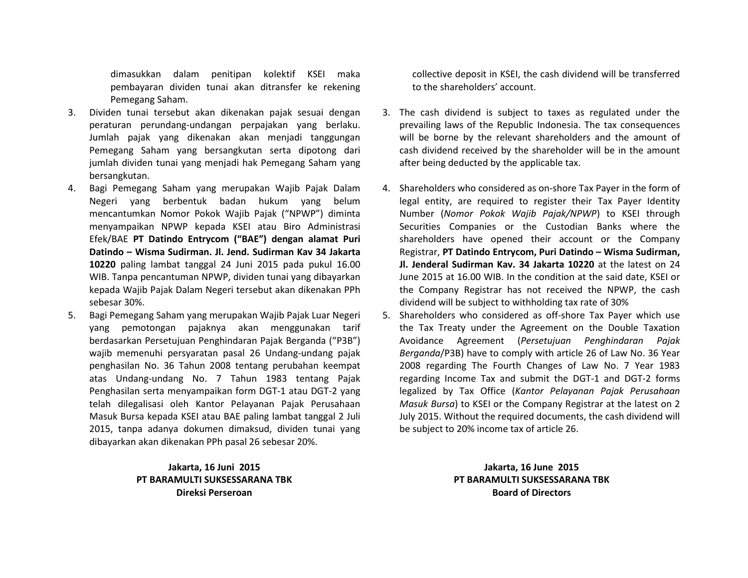dimasukkan dalam penitipan kolektif KSEI maka pembayaran dividen tunai akan ditransfer ke rekening Pemegang Saham.

3. Dividen tunai tersebut akan dikenakan pajak sesuai dengan peraturan perundang-undangan perpajakan yang berlaku. Jumlah pajak yang dikenakan akan menjadi tanggungan Pemegang Saham yang bersangkutan serta dipotong dari jumlah dividen tunai yang menjadi hak Pemegang Saham yang bersangkutan.
4. Bagi Pemegang Saham yang merupakan Wajib Pajak Dalam Negeri yang berbentuk badan hukum yang belum mencantumkan Nomor Pokok Wajib Pajak ("NPWP") diminta menyampaikan NPWP kepada KSEI atau Biro Administrasi Efek/BAE **PT Datindo Entrycom ("BAE") dengan alamat Puri Datindo – Wisma Sudirman. Jl. Jend. Sudirman Kav 34 Jakarta 10220** paling lambat tanggal 24 Juni 2015 pada pukul 16.00 WIB. Tanpa pencantuman NPWP, dividen tunai yang dibayarkan kepada Wajib Pajak Dalam Negeri tersebut akan dikenakan PPh sebesar 30%.
5. Bagi Pemegang Saham yang merupakan Wajib Pajak Luar Negeri yang pemotongan pajaknya akan menggunakan tarif berdasarkan Persetujuan Penghindaran Pajak Berganda ("P3B") wajib memenuhi persyaratan pasal 26 Undang-undang pajak penghasilan No. 36 Tahun 2008 tentang perubahan keempat atas Undang-undang No. 7 Tahun 1983 tentang Pajak Penghasilan serta menyampaikan form DGT-1 atau DGT-2 yang telah dilegalisasi oleh Kantor Pelayanan Pajak Perusahaan Masuk Bursa kepada KSEI atau BAE paling lambat tanggal 2 Juli 2015, tanpa adanya dokumen dimaksud, dividen tunai yang dibayarkan akan dikenakan PPh pasal 26 sebesar 20%.

**Jakarta, 16 Juni 2015**
**PT BARAMULTI SUKSESSARANA TBK**
**Direksi Perseroan**

collective deposit in KSEI, the cash dividend will be transferred to the shareholders' account.

3. The cash dividend is subject to taxes as regulated under the prevailing laws of the Republic Indonesia. The tax consequences will be borne by the relevant shareholders and the amount of cash dividend received by the shareholder will be in the amount after being deducted by the applicable tax.
4. Shareholders who considered as on-shore Tax Payer in the form of legal entity, are required to register their Tax Payer Identity Number (*Nomor Pokok Wajib Pajak/NPWP*) to KSEI through Securities Companies or the Custodian Banks where the shareholders have opened their account or the Company Registrar, **PT Datindo Entrycom, Puri Datindo – Wisma Sudirman, Jl. Jenderal Sudirman Kav. 34 Jakarta 10220** at the latest on 24 June 2015 at 16.00 WIB. In the condition at the said date, KSEI or the Company Registrar has not received the NPWP, the cash dividend will be subject to withholding tax rate of 30%
5. Shareholders who considered as off-shore Tax Payer which use the Tax Treaty under the Agreement on the Double Taxation Avoidance Agreement (*Persetujuan Penghindaran Pajak Berganda*/P3B) have to comply with article 26 of Law No. 36 Year 2008 regarding The Fourth Changes of Law No. 7 Year 1983 regarding Income Tax and submit the DGT-1 and DGT-2 forms legalized by Tax Office (*Kantor Pelayanan Pajak Perusahaan Masuk Bursa*) to KSEI or the Company Registrar at the latest on 2 July 2015. Without the required documents, the cash dividend will be subject to 20% income tax of article 26.

**Jakarta, 16 June 2015**
**PT BARAMULTI SUKSESSARANA TBK**
**Board of Directors**